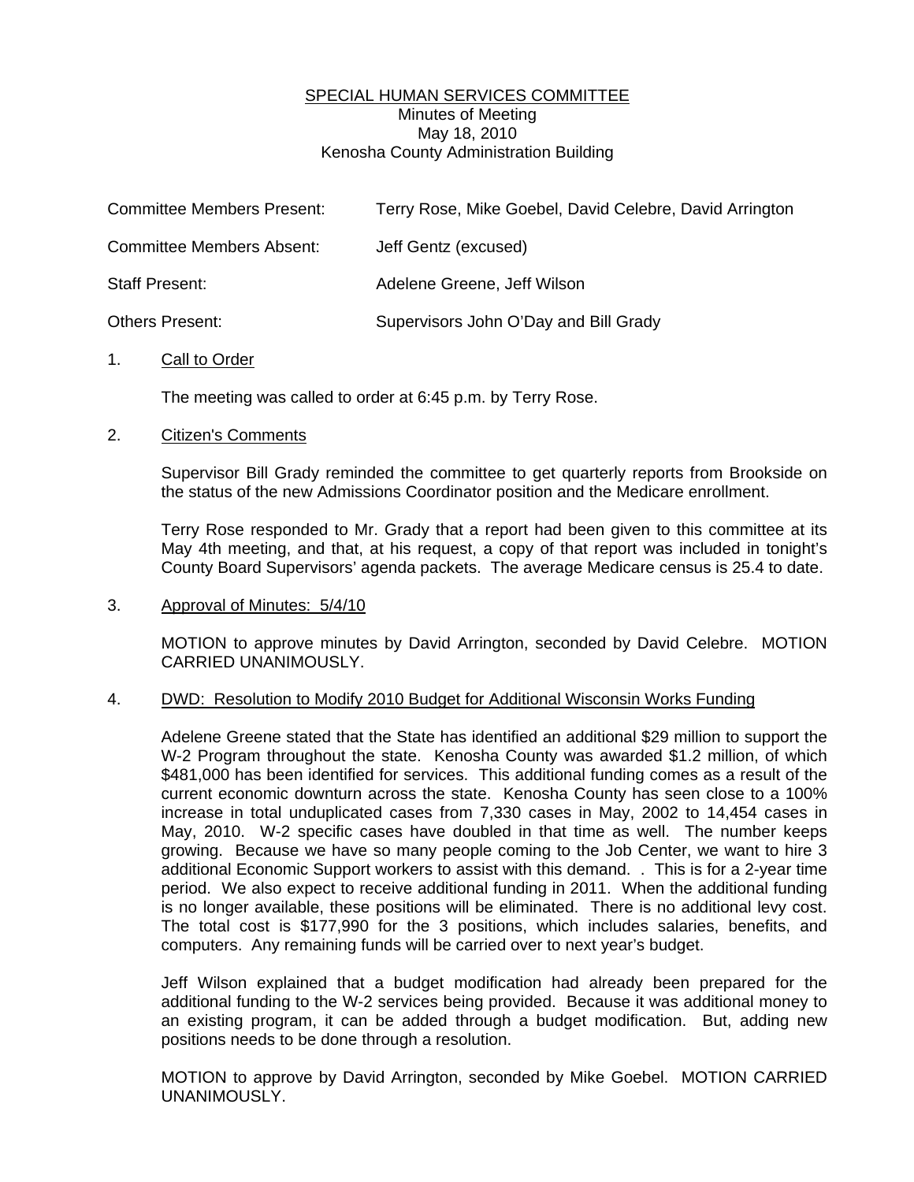# SPECIAL HUMAN SERVICES COMMITTEE

Minutes of Meeting
May 18, 2010
Kenosha County Administration Building

| | |
|---|---|
| Committee Members Present: | Terry Rose, Mike Goebel, David Celebre, David Arrington |
| Committee Members Absent: | Jeff Gentz (excused) |
| Staff Present: | Adelene Greene, Jeff Wilson |
| Others Present: | Supervisors John O'Day and Bill Grady |

1. Call to Order

   The meeting was called to order at 6:45 p.m. by Terry Rose.

2. Citizen's Comments

   Supervisor Bill Grady reminded the committee to get quarterly reports from Brookside on the status of the new Admissions Coordinator position and the Medicare enrollment.

   Terry Rose responded to Mr. Grady that a report had been given to this committee at its May 4th meeting, and that, at his request, a copy of that report was included in tonight's County Board Supervisors' agenda packets. The average Medicare census is 25.4 to date.

3. Approval of Minutes: 5/4/10

   MOTION to approve minutes by David Arrington, seconded by David Celebre. MOTION CARRIED UNANIMOUSLY.

4. DWD: Resolution to Modify 2010 Budget for Additional Wisconsin Works Funding

   Adelene Greene stated that the State has identified an additional $29 million to support the W-2 Program throughout the state. Kenosha County was awarded $1.2 million, of which $481,000 has been identified for services. This additional funding comes as a result of the current economic downturn across the state. Kenosha County has seen close to a 100% increase in total unduplicated cases from 7,330 cases in May, 2002 to 14,454 cases in May, 2010. W-2 specific cases have doubled in that time as well. The number keeps growing. Because we have so many people coming to the Job Center, we want to hire 3 additional Economic Support workers to assist with this demand. . This is for a 2-year time period. We also expect to receive additional funding in 2011. When the additional funding is no longer available, these positions will be eliminated. There is no additional levy cost. The total cost is $177,990 for the 3 positions, which includes salaries, benefits, and computers. Any remaining funds will be carried over to next year's budget.

   Jeff Wilson explained that a budget modification had already been prepared for the additional funding to the W-2 services being provided. Because it was additional money to an existing program, it can be added through a budget modification. But, adding new positions needs to be done through a resolution.

   MOTION to approve by David Arrington, seconded by Mike Goebel. MOTION CARRIED UNANIMOUSLY.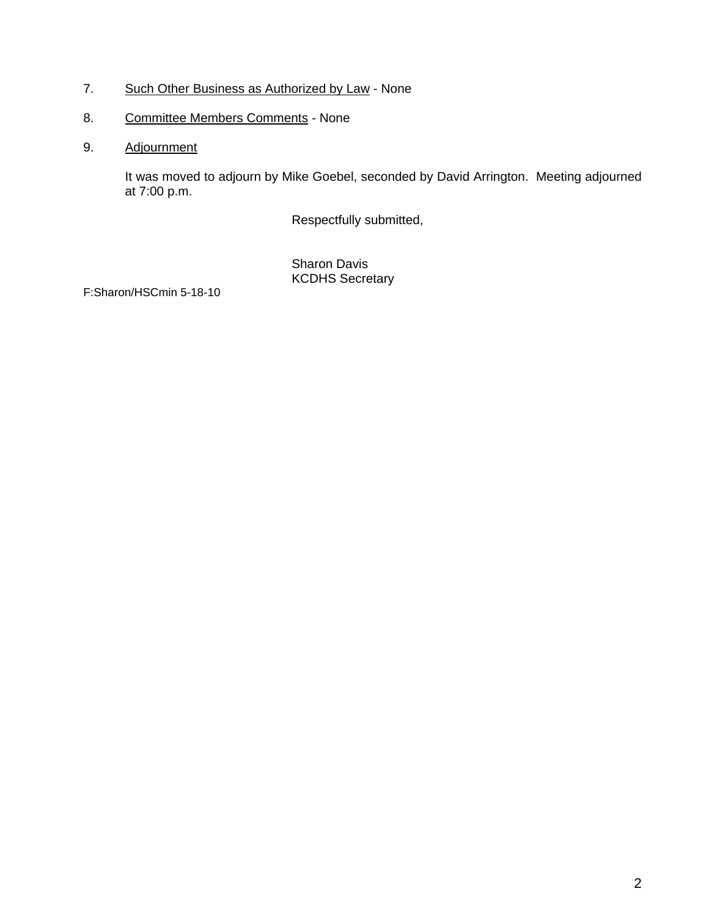7. <u>Such Other Business as Authorized by Law</u> - None

8. <u>Committee Members Comments</u> - None

9. <u>Adjournment</u>

   It was moved to adjourn by Mike Goebel, seconded by David Arrington. Meeting adjourned at 7:00 p.m.

Respectfully submitted,

Sharon Davis
KCDHS Secretary

F:Sharon/HSCmin 5-18-10